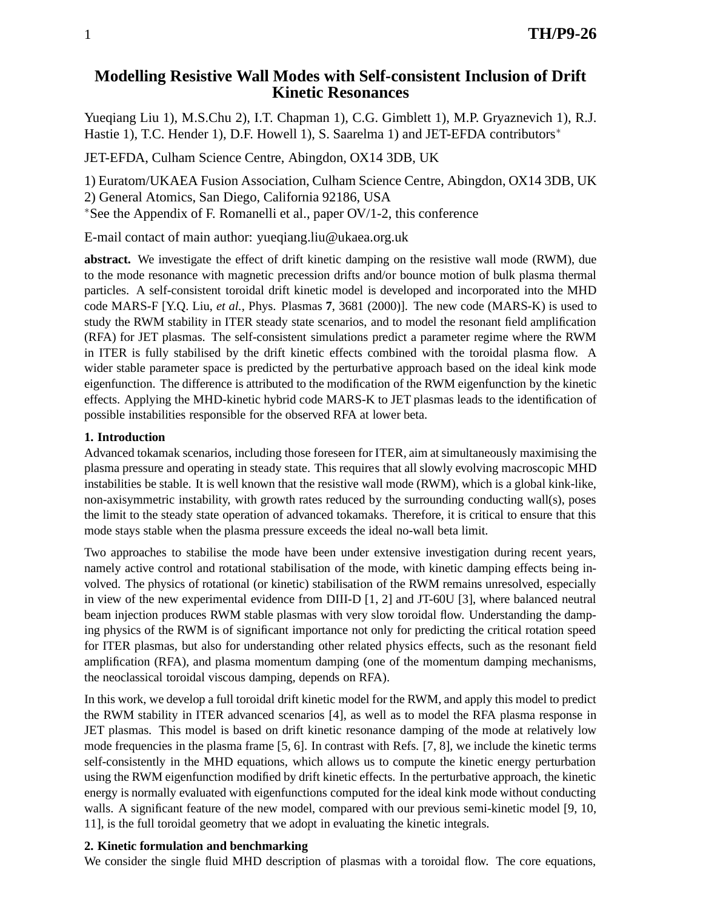# Modelling Resistive Wall Modes with Self-consistent Inclusion of Drift Kinetic Resonances

Yueqiang Liu 1), M.S.Chu 2), I.T. Chapman 1), C.G. Gimblett 1), M.P. Gryaznevich 1), R.J. Hastie 1), T.C. Hender 1), D.F. Howell 1), S. Saarelma 1) and JET-EFDA contributors*

JET-EFDA, Culham Science Centre, Abingdon, OX14 3DB, UK

1) Euratom/UKAEA Fusion Association, Culham Science Centre, Abingdon, OX14 3DB, UK
2) General Atomics, San Diego, California 92186, USA
*See the Appendix of F. Romanelli et al., paper OV/1-2, this conference

E-mail contact of main author: yueqiang.liu@ukaea.org.uk

**abstract.** We investigate the effect of drift kinetic damping on the resistive wall mode (RWM), due to the mode resonance with magnetic precession drifts and/or bounce motion of bulk plasma thermal particles. A self-consistent toroidal drift kinetic model is developed and incorporated into the MHD code MARS-F [Y.Q. Liu, *et al.*, Phys. Plasmas **7**, 3681 (2000)]. The new code (MARS-K) is used to study the RWM stability in ITER steady state scenarios, and to model the resonant field amplification (RFA) for JET plasmas. The self-consistent simulations predict a parameter regime where the RWM in ITER is fully stabilised by the drift kinetic effects combined with the toroidal plasma flow. A wider stable parameter space is predicted by the perturbative approach based on the ideal kink mode eigenfunction. The difference is attributed to the modification of the RWM eigenfunction by the kinetic effects. Applying the MHD-kinetic hybrid code MARS-K to JET plasmas leads to the identification of possible instabilities responsible for the observed RFA at lower beta.

## 1. Introduction

Advanced tokamak scenarios, including those foreseen for ITER, aim at simultaneously maximising the plasma pressure and operating in steady state. This requires that all slowly evolving macroscopic MHD instabilities be stable. It is well known that the resistive wall mode (RWM), which is a global kink-like, non-axisymmetric instability, with growth rates reduced by the surrounding conducting wall(s), poses the limit to the steady state operation of advanced tokamaks. Therefore, it is critical to ensure that this mode stays stable when the plasma pressure exceeds the ideal no-wall beta limit.

Two approaches to stabilise the mode have been under extensive investigation during recent years, namely active control and rotational stabilisation of the mode, with kinetic damping effects being involved. The physics of rotational (or kinetic) stabilisation of the RWM remains unresolved, especially in view of the new experimental evidence from DIII-D [1, 2] and JT-60U [3], where balanced neutral beam injection produces RWM stable plasmas with very slow toroidal flow. Understanding the damping physics of the RWM is of significant importance not only for predicting the critical rotation speed for ITER plasmas, but also for understanding other related physics effects, such as the resonant field amplification (RFA), and plasma momentum damping (one of the momentum damping mechanisms, the neoclassical toroidal viscous damping, depends on RFA).

In this work, we develop a full toroidal drift kinetic model for the RWM, and apply this model to predict the RWM stability in ITER advanced scenarios [4], as well as to model the RFA plasma response in JET plasmas. This model is based on drift kinetic resonance damping of the mode at relatively low mode frequencies in the plasma frame [5, 6]. In contrast with Refs. [7, 8], we include the kinetic terms self-consistently in the MHD equations, which allows us to compute the kinetic energy perturbation using the RWM eigenfunction modified by drift kinetic effects. In the perturbative approach, the kinetic energy is normally evaluated with eigenfunctions computed for the ideal kink mode without conducting walls. A significant feature of the new model, compared with our previous semi-kinetic model [9, 10, 11], is the full toroidal geometry that we adopt in evaluating the kinetic integrals.

## 2. Kinetic formulation and benchmarking

We consider the single fluid MHD description of plasmas with a toroidal flow. The core equations,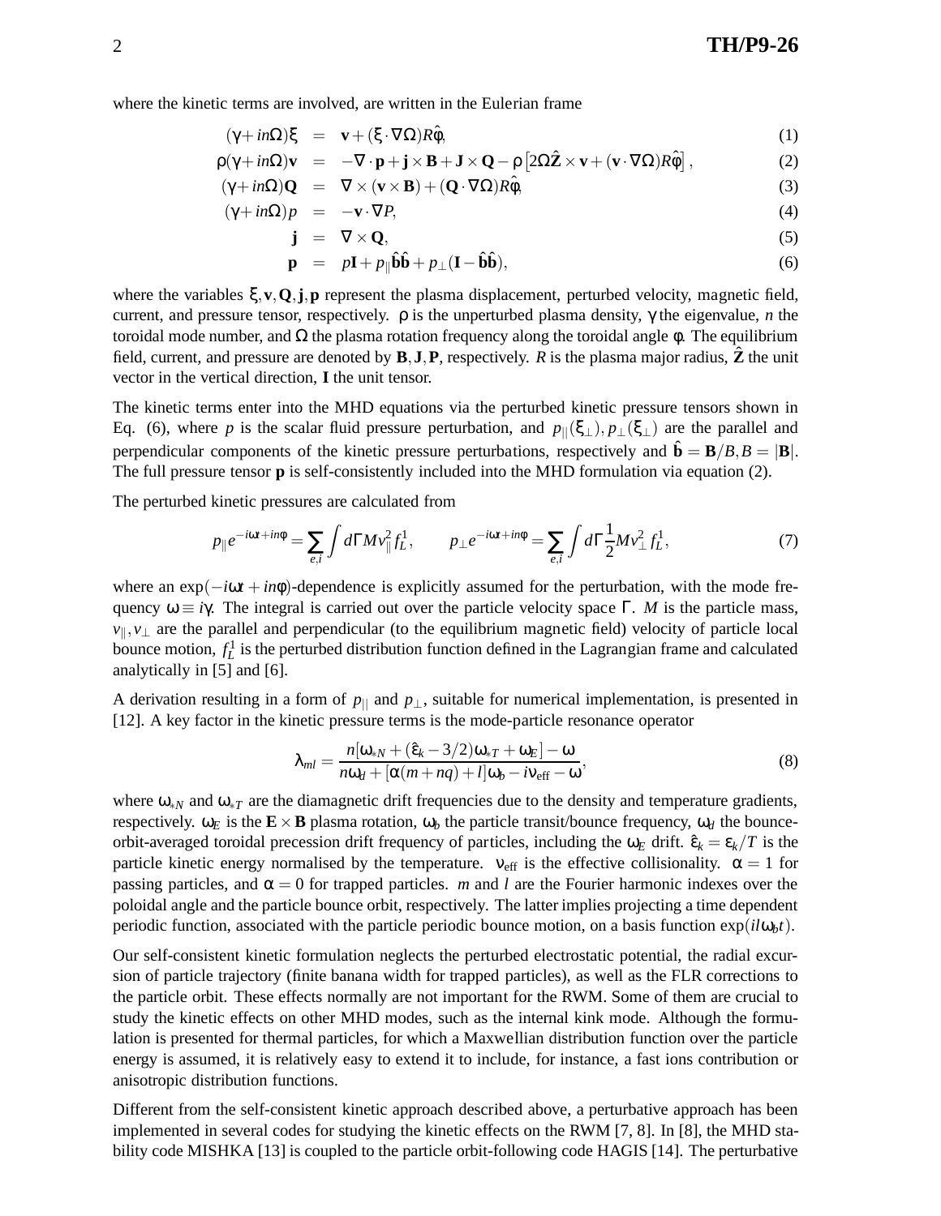where the kinetic terms are involved, are written in the Eulerian frame

$$
\begin{aligned}
(\gamma + in\Omega)\xi &= \mathbf{v} + (\xi \cdot \nabla\Omega)R\hat{\phi}, && (1)\\
\rho(\gamma + in\Omega)\mathbf{v} &= -\nabla \cdot \mathbf{p} + \mathbf{j} \times \mathbf{B} + \mathbf{J} \times \mathbf{Q} - \rho\left[2\Omega\hat{\mathbf{Z}} \times \mathbf{v} + (\mathbf{v} \cdot \nabla\Omega)R\hat{\phi}\right], && (2)\\
(\gamma + in\Omega)\mathbf{Q} &= \nabla \times (\mathbf{v} \times \mathbf{B}) + (\mathbf{Q} \cdot \nabla\Omega)R\hat{\phi}, && (3)\\
(\gamma + in\Omega)p &= -\mathbf{v} \cdot \nabla P, && (4)\\
\mathbf{j} &= \nabla \times \mathbf{Q}, && (5)\\
\mathbf{p} &= p\mathbf{I} + p_{\|}\hat{\mathbf{b}}\hat{\mathbf{b}} + p_{\perp}(\mathbf{I} - \hat{\mathbf{b}}\hat{\mathbf{b}}), && (6)
\end{aligned}
$$

where the variables $\xi, \mathbf{v}, \mathbf{Q}, \mathbf{j}, \mathbf{p}$ represent the plasma displacement, perturbed velocity, magnetic field, current, and pressure tensor, respectively. $\rho$ is the unperturbed plasma density, $\gamma$ the eigenvalue, $n$ the toroidal mode number, and $\Omega$ the plasma rotation frequency along the toroidal angle $\phi$. The equilibrium field, current, and pressure are denoted by $\mathbf{B}, \mathbf{J}, \mathbf{P}$, respectively. $R$ is the plasma major radius, $\hat{\mathbf{Z}}$ the unit vector in the vertical direction, $\mathbf{I}$ the unit tensor.

The kinetic terms enter into the MHD equations via the perturbed kinetic pressure tensors shown in Eq. (6), where $p$ is the scalar fluid pressure perturbation, and $p_{||}(\xi_{\perp}), p_{\perp}(\xi_{\perp})$ are the parallel and perpendicular components of the kinetic pressure perturbations, respectively and $\hat{\mathbf{b}} = \mathbf{B}/B, B = |\mathbf{B}|$. The full pressure tensor $\mathbf{p}$ is self-consistently included into the MHD formulation via equation (2).

The perturbed kinetic pressures are calculated from

$$
p_{\|}e^{-i\omega t + in\phi} = \sum_{e,i} \int d\Gamma M v_{\|}^2 f_L^1, \qquad p_{\perp}e^{-i\omega t + in\phi} = \sum_{e,i} \int d\Gamma \frac{1}{2} M v_{\perp}^2 f_L^1, \tag{7}
$$

where an $\exp(-i\omega t + in\phi)$-dependence is explicitly assumed for the perturbation, with the mode frequency $\omega \equiv i\gamma$. The integral is carried out over the particle velocity space $\Gamma$. $M$ is the particle mass, $v_{\|}, v_{\perp}$ are the parallel and perpendicular (to the equilibrium magnetic field) velocity of particle local bounce motion, $f_L^1$ is the perturbed distribution function defined in the Lagrangian frame and calculated analytically in [5] and [6].

A derivation resulting in a form of $p_{||}$ and $p_{\perp}$, suitable for numerical implementation, is presented in [12]. A key factor in the kinetic pressure terms is the mode-particle resonance operator

$$
\lambda_{ml} = \frac{n[\omega_{*N} + (\hat{\varepsilon}_k - 3/2)\omega_{*T} + \omega_E] - \omega}{n\omega_d + [\alpha(m + nq) + l]\omega_b - i\nu_{\text{eff}} - \omega}, \tag{8}
$$

where $\omega_{*N}$ and $\omega_{*T}$ are the diamagnetic drift frequencies due to the density and temperature gradients, respectively. $\omega_E$ is the $\mathbf{E} \times \mathbf{B}$ plasma rotation, $\omega_b$ the particle transit/bounce frequency, $\omega_d$ the bounce-orbit-averaged toroidal precession drift frequency of particles, including the $\omega_E$ drift. $\hat{\varepsilon}_k = \varepsilon_k/T$ is the particle kinetic energy normalised by the temperature. $\nu_{\text{eff}}$ is the effective collisionality. $\alpha = 1$ for passing particles, and $\alpha = 0$ for trapped particles. $m$ and $l$ are the Fourier harmonic indexes over the poloidal angle and the particle bounce orbit, respectively. The latter implies projecting a time dependent periodic function, associated with the particle periodic bounce motion, on a basis function $\exp(il\omega_b t)$.

Our self-consistent kinetic formulation neglects the perturbed electrostatic potential, the radial excursion of particle trajectory (finite banana width for trapped particles), as well as the FLR corrections to the particle orbit. These effects normally are not important for the RWM. Some of them are crucial to study the kinetic effects on other MHD modes, such as the internal kink mode. Although the formulation is presented for thermal particles, for which a Maxwellian distribution function over the particle energy is assumed, it is relatively easy to extend it to include, for instance, a fast ions contribution or anisotropic distribution functions.

Different from the self-consistent kinetic approach described above, a perturbative approach has been implemented in several codes for studying the kinetic effects on the RWM [7, 8]. In [8], the MHD stability code MISHKA [13] is coupled to the particle orbit-following code HAGIS [14]. The perturbative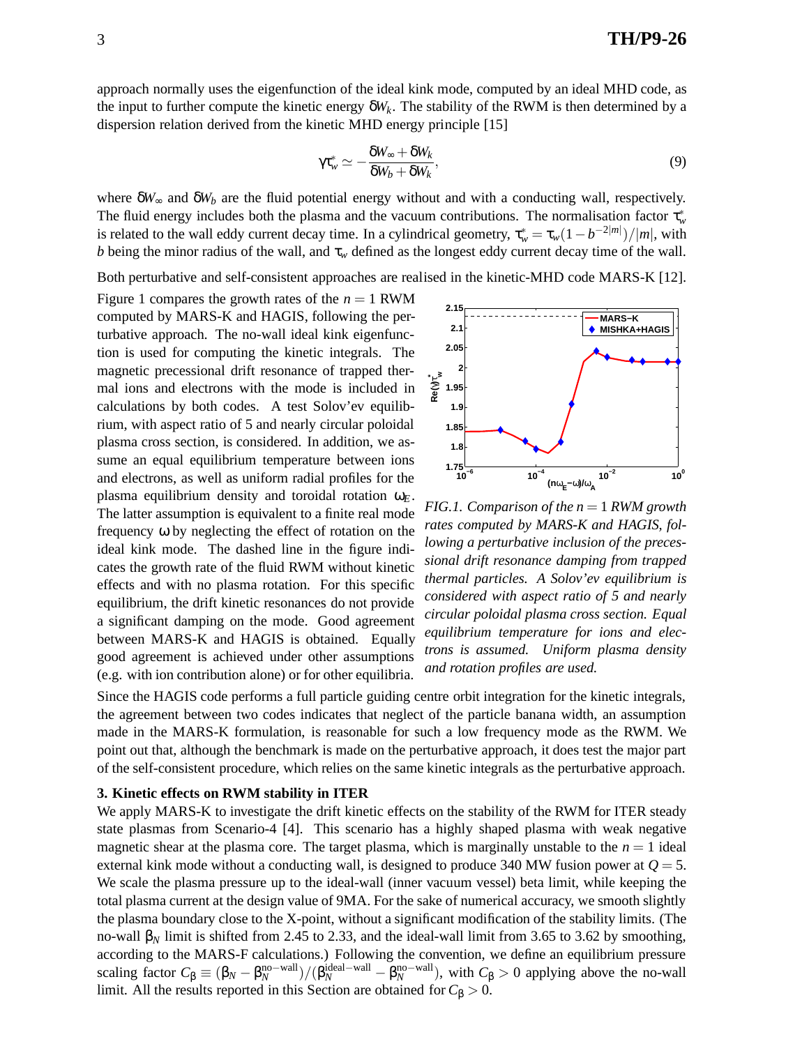approach normally uses the eigenfunction of the ideal kink mode, computed by an ideal MHD code, as the input to further compute the kinetic energy $\delta W_k$. The stability of the RWM is then determined by a dispersion relation derived from the kinetic MHD energy principle [15]

$$\gamma\tau_w^* \simeq -\frac{\delta W_\infty + \delta W_k}{\delta W_b + \delta W_k}, \tag{9}$$

where $\delta W_\infty$ and $\delta W_b$ are the fluid potential energy without and with a conducting wall, respectively. The fluid energy includes both the plasma and the vacuum contributions. The normalisation factor $\tau_w^*$ is related to the wall eddy current decay time. In a cylindrical geometry, $\tau_w^* = \tau_w(1-b^{-2|m|})/|m|$, with $b$ being the minor radius of the wall, and $\tau_w$ defined as the longest eddy current decay time of the wall.

Both perturbative and self-consistent approaches are realised in the kinetic-MHD code MARS-K [12].

Figure 1 compares the growth rates of the $n=1$ RWM computed by MARS-K and HAGIS, following the perturbative approach. The no-wall ideal kink eigenfunction is used for computing the kinetic integrals. The magnetic precessional drift resonance of trapped thermal ions and electrons with the mode is included in calculations by both codes. A test Solov'ev equilibrium, with aspect ratio of 5 and nearly circular poloidal plasma cross section, is considered. In addition, we assume an equal equilibrium temperature between ions and electrons, as well as uniform radial profiles for the plasma equilibrium density and toroidal rotation $\omega_E$. The latter assumption is equivalent to a finite real mode frequency $\omega$ by neglecting the effect of rotation on the ideal kink mode. The dashed line in the figure indicates the growth rate of the fluid RWM without kinetic effects and with no plasma rotation. For this specific equilibrium, the drift kinetic resonances do not provide a significant damping on the mode. Good agreement between MARS-K and HAGIS is obtained. Equally good agreement is achieved under other assumptions (e.g. with ion contribution alone) or for other equilibria.

*FIG.1. Comparison of the $n=1$ RWM growth rates computed by MARS-K and HAGIS, following a perturbative inclusion of the precessional drift resonance damping from trapped thermal particles. A Solov'ev equilibrium is considered with aspect ratio of 5 and nearly circular poloidal plasma cross section. Equal equilibrium temperature for ions and electrons is assumed. Uniform plasma density and rotation profiles are used.*

Since the HAGIS code performs a full particle guiding centre orbit integration for the kinetic integrals, the agreement between two codes indicates that neglect of the particle banana width, an assumption made in the MARS-K formulation, is reasonable for such a low frequency mode as the RWM. We point out that, although the benchmark is made on the perturbative approach, it does test the major part of the self-consistent procedure, which relies on the same kinetic integrals as the perturbative approach.

### 3. Kinetic effects on RWM stability in ITER

We apply MARS-K to investigate the drift kinetic effects on the stability of the RWM for ITER steady state plasmas from Scenario-4 [4]. This scenario has a highly shaped plasma with weak negative magnetic shear at the plasma core. The target plasma, which is marginally unstable to the $n=1$ ideal external kink mode without a conducting wall, is designed to produce 340 MW fusion power at $Q=5$. We scale the plasma pressure up to the ideal-wall (inner vacuum vessel) beta limit, while keeping the total plasma current at the design value of 9MA. For the sake of numerical accuracy, we smooth slightly the plasma boundary close to the X-point, without a significant modification of the stability limits. (The no-wall $\beta_N$ limit is shifted from 2.45 to 2.33, and the ideal-wall limit from 3.65 to 3.62 by smoothing, according to the MARS-F calculations.) Following the convention, we define an equilibrium pressure scaling factor $C_\beta \equiv (\beta_N - \beta_N^{\text{no-wall}})/(\beta_N^{\text{ideal-wall}} - \beta_N^{\text{no-wall}})$, with $C_\beta > 0$ applying above the no-wall limit. All the results reported in this Section are obtained for $C_\beta > 0$.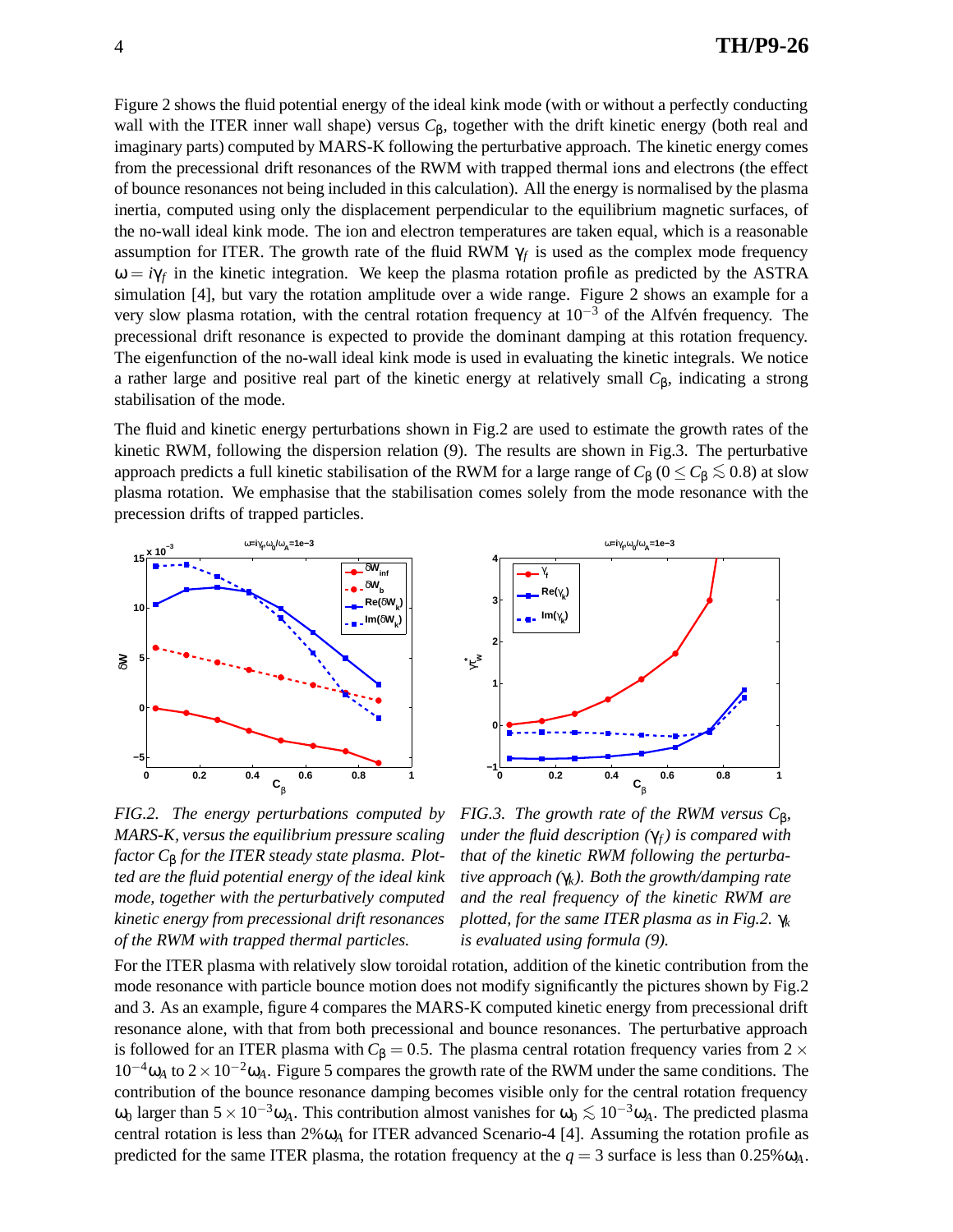Figure 2 shows the fluid potential energy of the ideal kink mode (with or without a perfectly conducting wall with the ITER inner wall shape) versus $C_\beta$, together with the drift kinetic energy (both real and imaginary parts) computed by MARS-K following the perturbative approach. The kinetic energy comes from the precessional drift resonances of the RWM with trapped thermal ions and electrons (the effect of bounce resonances not being included in this calculation). All the energy is normalised by the plasma inertia, computed using only the displacement perpendicular to the equilibrium magnetic surfaces, of the no-wall ideal kink mode. The ion and electron temperatures are taken equal, which is a reasonable assumption for ITER. The growth rate of the fluid RWM $\gamma_f$ is used as the complex mode frequency $\omega = i\gamma_f$ in the kinetic integration. We keep the plasma rotation profile as predicted by the ASTRA simulation [4], but vary the rotation amplitude over a wide range. Figure 2 shows an example for a very slow plasma rotation, with the central rotation frequency at $10^{-3}$ of the Alfvén frequency. The precessional drift resonance is expected to provide the dominant damping at this rotation frequency. The eigenfunction of the no-wall ideal kink mode is used in evaluating the kinetic integrals. We notice a rather large and positive real part of the kinetic energy at relatively small $C_\beta$, indicating a strong stabilisation of the mode.

The fluid and kinetic energy perturbations shown in Fig.2 are used to estimate the growth rates of the kinetic RWM, following the dispersion relation (9). The results are shown in Fig.3. The perturbative approach predicts a full kinetic stabilisation of the RWM for a large range of $C_\beta$ ($0 \leq C_\beta \lesssim 0.8$) at slow plasma rotation. We emphasise that the stabilisation comes solely from the mode resonance with the precession drifts of trapped particles.

*FIG.2. The energy perturbations computed by MARS-K, versus the equilibrium pressure scaling factor $C_\beta$ for the ITER steady state plasma. Plotted are the fluid potential energy of the ideal kink mode, together with the perturbatively computed kinetic energy from precessional drift resonances of the RWM with trapped thermal particles.*

*FIG.3. The growth rate of the RWM versus $C_\beta$, under the fluid description ($\gamma_f$) is compared with that of the kinetic RWM following the perturbative approach ($\gamma_k$). Both the growth/damping rate and the real frequency of the kinetic RWM are plotted, for the same ITER plasma as in Fig.2. $\gamma_k$ is evaluated using formula (9).*

For the ITER plasma with relatively slow toroidal rotation, addition of the kinetic contribution from the mode resonance with particle bounce motion does not modify significantly the pictures shown by Fig.2 and 3. As an example, figure 4 compares the MARS-K computed kinetic energy from precessional drift resonance alone, with that from both precessional and bounce resonances. The perturbative approach is followed for an ITER plasma with $C_\beta = 0.5$. The plasma central rotation frequency varies from $2 \times 10^{-4}\omega_A$ to $2 \times 10^{-2}\omega_A$. Figure 5 compares the growth rate of the RWM under the same conditions. The contribution of the bounce resonance damping becomes visible only for the central rotation frequency $\omega_0$ larger than $5 \times 10^{-3}\omega_A$. This contribution almost vanishes for $\omega_0 \lesssim 10^{-3}\omega_A$. The predicted plasma central rotation is less than $2\%\omega_A$ for ITER advanced Scenario-4 [4]. Assuming the rotation profile as predicted for the same ITER plasma, the rotation frequency at the $q = 3$ surface is less than $0.25\%\omega_A$.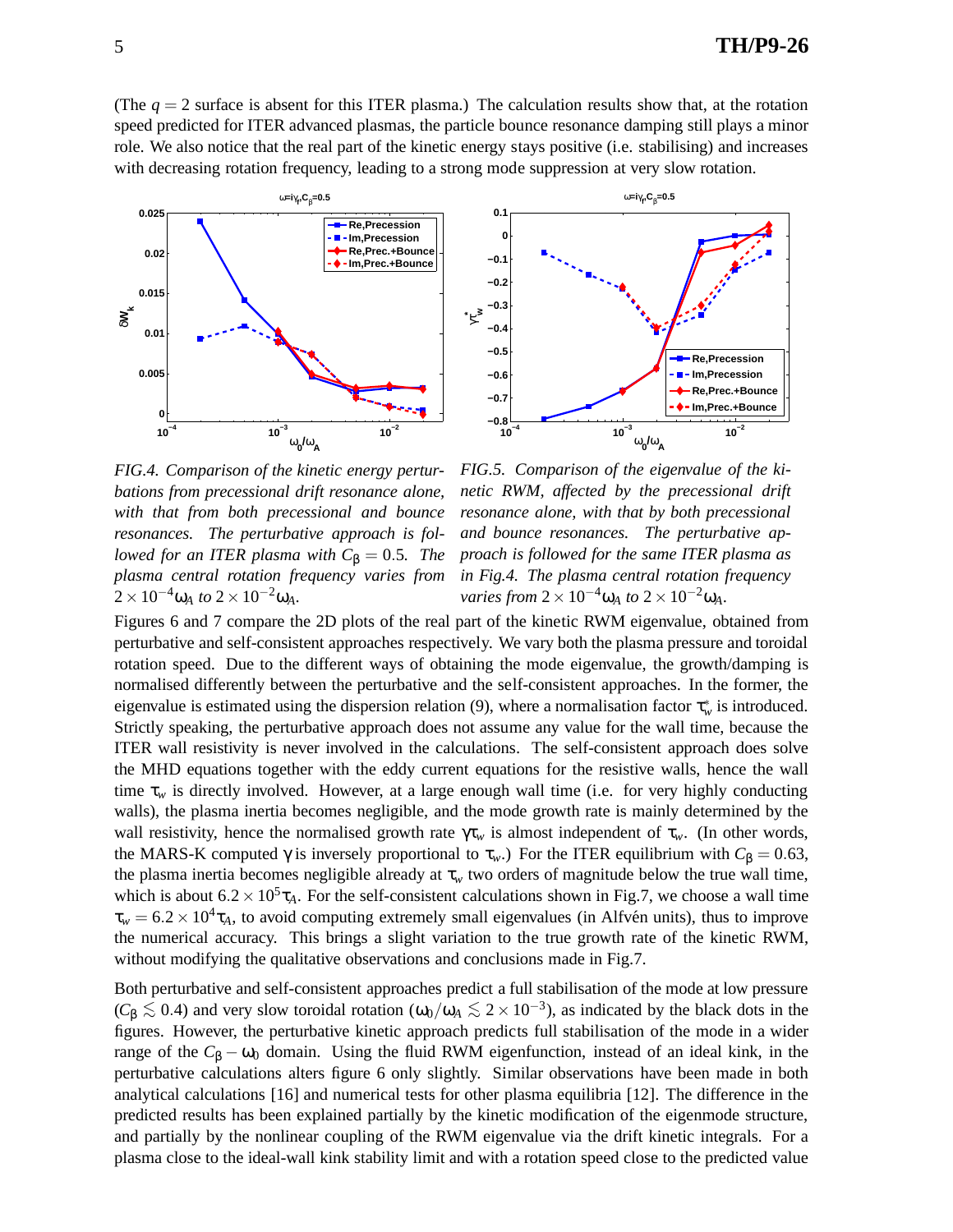(The $q = 2$ surface is absent for this ITER plasma.) The calculation results show that, at the rotation speed predicted for ITER advanced plasmas, the particle bounce resonance damping still plays a minor role. We also notice that the real part of the kinetic energy stays positive (i.e. stabilising) and increases with decreasing rotation frequency, leading to a strong mode suppression at very slow rotation.

*FIG.4. Comparison of the kinetic energy perturbations from precessional drift resonance alone, with that from both precessional and bounce resonances. The perturbative approach is followed for an ITER plasma with $C_\beta = 0.5$. The plasma central rotation frequency varies from $2\times10^{-4}\omega_A$ to $2\times10^{-2}\omega_A$.*

*FIG.5. Comparison of the eigenvalue of the kinetic RWM, affected by the precessional drift resonance alone, with that by both precessional and bounce resonances. The perturbative approach is followed for the same ITER plasma as in Fig.4. The plasma central rotation frequency varies from $2\times10^{-4}\omega_A$ to $2\times10^{-2}\omega_A$.*

Figures 6 and 7 compare the 2D plots of the real part of the kinetic RWM eigenvalue, obtained from perturbative and self-consistent approaches respectively. We vary both the plasma pressure and toroidal rotation speed. Due to the different ways of obtaining the mode eigenvalue, the growth/damping is normalised differently between the perturbative and the self-consistent approaches. In the former, the eigenvalue is estimated using the dispersion relation (9), where a normalisation factor $\tau_w^*$ is introduced. Strictly speaking, the perturbative approach does not assume any value for the wall time, because the ITER wall resistivity is never involved in the calculations. The self-consistent approach does solve the MHD equations together with the eddy current equations for the resistive walls, hence the wall time $\tau_w$ is directly involved. However, at a large enough wall time (i.e. for very highly conducting walls), the plasma inertia becomes negligible, and the mode growth rate is mainly determined by the wall resistivity, hence the normalised growth rate $\gamma\tau_w$ is almost independent of $\tau_w$. (In other words, the MARS-K computed $\gamma$ is inversely proportional to $\tau_w$.) For the ITER equilibrium with $C_\beta = 0.63$, the plasma inertia becomes negligible already at $\tau_w$ two orders of magnitude below the true wall time, which is about $6.2\times10^5\tau_A$. For the self-consistent calculations shown in Fig.7, we choose a wall time $\tau_w = 6.2\times10^4\tau_A$, to avoid computing extremely small eigenvalues (in Alfvén units), thus to improve the numerical accuracy. This brings a slight variation to the true growth rate of the kinetic RWM, without modifying the qualitative observations and conclusions made in Fig.7.

Both perturbative and self-consistent approaches predict a full stabilisation of the mode at low pressure ($C_\beta \lesssim 0.4$) and very slow toroidal rotation ($\omega_0/\omega_A \lesssim 2\times10^{-3}$), as indicated by the black dots in the figures. However, the perturbative kinetic approach predicts full stabilisation of the mode in a wider range of the $C_\beta - \omega_0$ domain. Using the fluid RWM eigenfunction, instead of an ideal kink, in the perturbative calculations alters figure 6 only slightly. Similar observations have been made in both analytical calculations [16] and numerical tests for other plasma equilibria [12]. The difference in the predicted results has been explained partially by the kinetic modification of the eigenmode structure, and partially by the nonlinear coupling of the RWM eigenvalue via the drift kinetic integrals. For a plasma close to the ideal-wall kink stability limit and with a rotation speed close to the predicted value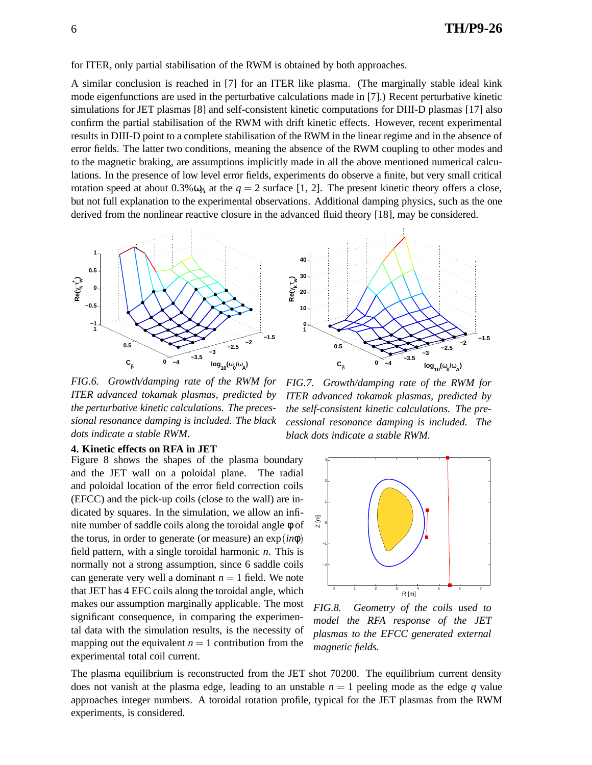for ITER, only partial stabilisation of the RWM is obtained by both approaches.

A similar conclusion is reached in [7] for an ITER like plasma. (The marginally stable ideal kink mode eigenfunctions are used in the perturbative calculations made in [7].) Recent perturbative kinetic simulations for JET plasmas [8] and self-consistent kinetic computations for DIII-D plasmas [17] also confirm the partial stabilisation of the RWM with drift kinetic effects. However, recent experimental results in DIII-D point to a complete stabilisation of the RWM in the linear regime and in the absence of error fields. The latter two conditions, meaning the absence of the RWM coupling to other modes and to the magnetic braking, are assumptions implicitly made in all the above mentioned numerical calculations. In the presence of low level error fields, experiments do observe a finite, but very small critical rotation speed at about $0.3\%\omega_A$ at the $q = 2$ surface [1, 2]. The present kinetic theory offers a close, but not full explanation to the experimental observations. Additional damping physics, such as the one derived from the nonlinear reactive closure in the advanced fluid theory [18], may be considered.

*FIG.6. Growth/damping rate of the RWM for ITER advanced tokamak plasmas, predicted by the perturbative kinetic calculations. The precessional resonance damping is included. The black dots indicate a stable RWM.*

*FIG.7. Growth/damping rate of the RWM for ITER advanced tokamak plasmas, predicted by the self-consistent kinetic calculations. The precessional resonance damping is included. The black dots indicate a stable RWM.*

## 4. Kinetic effects on RFA in JET

Figure 8 shows the shapes of the plasma boundary and the JET wall on a poloidal plane. The radial and poloidal location of the error field correction coils (EFCC) and the pick-up coils (close to the wall) are indicated by squares. In the simulation, we allow an infinite number of saddle coils along the toroidal angle $\phi$ of the torus, in order to generate (or measure) an $\exp(in\phi)$ field pattern, with a single toroidal harmonic $n$. This is normally not a strong assumption, since 6 saddle coils can generate very well a dominant $n = 1$ field. We note that JET has 4 EFC coils along the toroidal angle, which makes our assumption marginally applicable. The most significant consequence, in comparing the experimental data with the simulation results, is the necessity of mapping out the equivalent $n = 1$ contribution from the experimental total coil current.

*FIG.8. Geometry of the coils used to model the RFA response of the JET plasmas to the EFCC generated external magnetic fields.*

The plasma equilibrium is reconstructed from the JET shot 70200. The equilibrium current density does not vanish at the plasma edge, leading to an unstable $n = 1$ peeling mode as the edge $q$ value approaches integer numbers. A toroidal rotation profile, typical for the JET plasmas from the RWM experiments, is considered.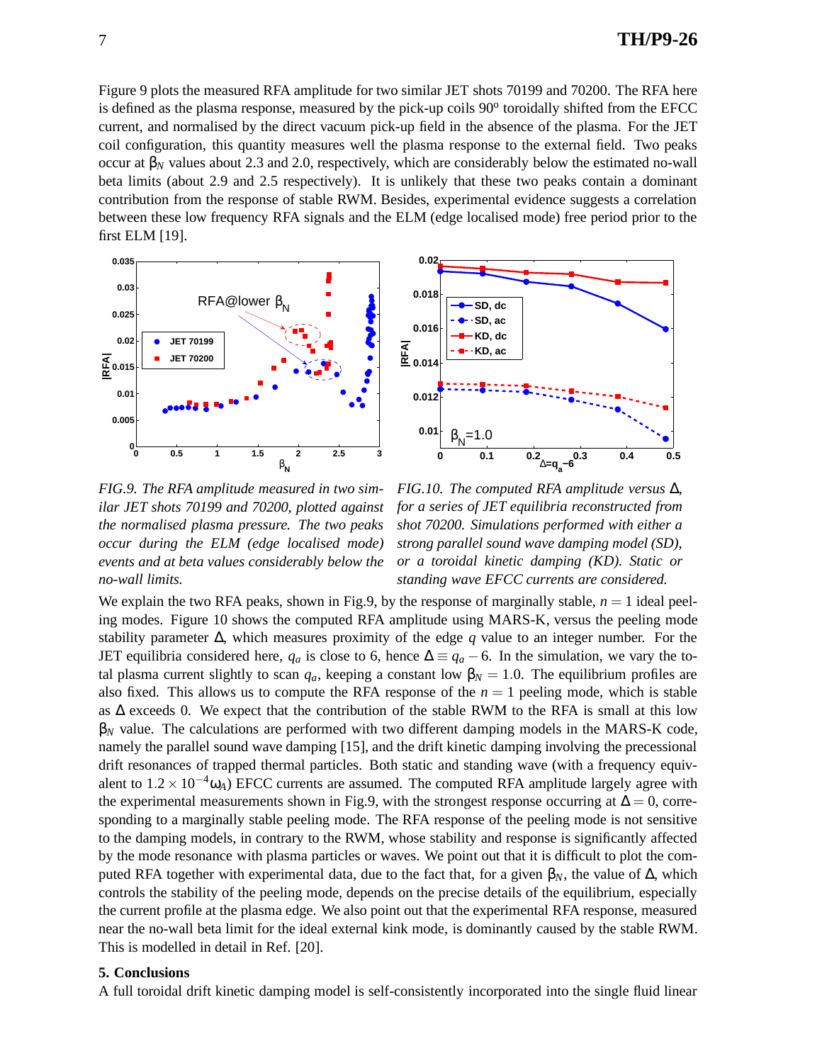Figure 9 plots the measured RFA amplitude for two similar JET shots 70199 and 70200. The RFA here is defined as the plasma response, measured by the pick-up coils 90° toroidally shifted from the EFCC current, and normalised by the direct vacuum pick-up field in the absence of the plasma. For the JET coil configuration, this quantity measures well the plasma response to the external field. Two peaks occur at $\beta_N$ values about 2.3 and 2.0, respectively, which are considerably below the estimated no-wall beta limits (about 2.9 and 2.5 respectively). It is unlikely that these two peaks contain a dominant contribution from the response of stable RWM. Besides, experimental evidence suggests a correlation between these low frequency RFA signals and the ELM (edge localised mode) free period prior to the first ELM [19].

*FIG.9. The RFA amplitude measured in two similar JET shots 70199 and 70200, plotted against the normalised plasma pressure. The two peaks occur during the ELM (edge localised mode) events and at beta values considerably below the no-wall limits.*

*FIG.10. The computed RFA amplitude versus $\Delta$, for a series of JET equilibria reconstructed from shot 70200. Simulations performed with either a strong parallel sound wave damping model (SD), or a toroidal kinetic damping (KD). Static or standing wave EFCC currents are considered.*

We explain the two RFA peaks, shown in Fig.9, by the response of marginally stable, $n = 1$ ideal peeling modes. Figure 10 shows the computed RFA amplitude using MARS-K, versus the peeling mode stability parameter $\Delta$, which measures proximity of the edge $q$ value to an integer number. For the JET equilibria considered here, $q_a$ is close to 6, hence $\Delta \equiv q_a - 6$. In the simulation, we vary the total plasma current slightly to scan $q_a$, keeping a constant low $\beta_N = 1.0$. The equilibrium profiles are also fixed. This allows us to compute the RFA response of the $n = 1$ peeling mode, which is stable as $\Delta$ exceeds 0. We expect that the contribution of the stable RWM to the RFA is small at this low $\beta_N$ value. The calculations are performed with two different damping models in the MARS-K code, namely the parallel sound wave damping [15], and the drift kinetic damping involving the precessional drift resonances of trapped thermal particles. Both static and standing wave (with a frequency equivalent to $1.2 \times 10^{-4}\omega_A$) EFCC currents are assumed. The computed RFA amplitude largely agree with the experimental measurements shown in Fig.9, with the strongest response occurring at $\Delta = 0$, corresponding to a marginally stable peeling mode. The RFA response of the peeling mode is not sensitive to the damping models, in contrary to the RWM, whose stability and response is significantly affected by the mode resonance with plasma particles or waves. We point out that it is difficult to plot the computed RFA together with experimental data, due to the fact that, for a given $\beta_N$, the value of $\Delta$, which controls the stability of the peeling mode, depends on the precise details of the equilibrium, especially the current profile at the plasma edge. We also point out that the experimental RFA response, measured near the no-wall beta limit for the ideal external kink mode, is dominantly caused by the stable RWM. This is modelled in detail in Ref. [20].

### 5. Conclusions

A full toroidal drift kinetic damping model is self-consistently incorporated into the single fluid linear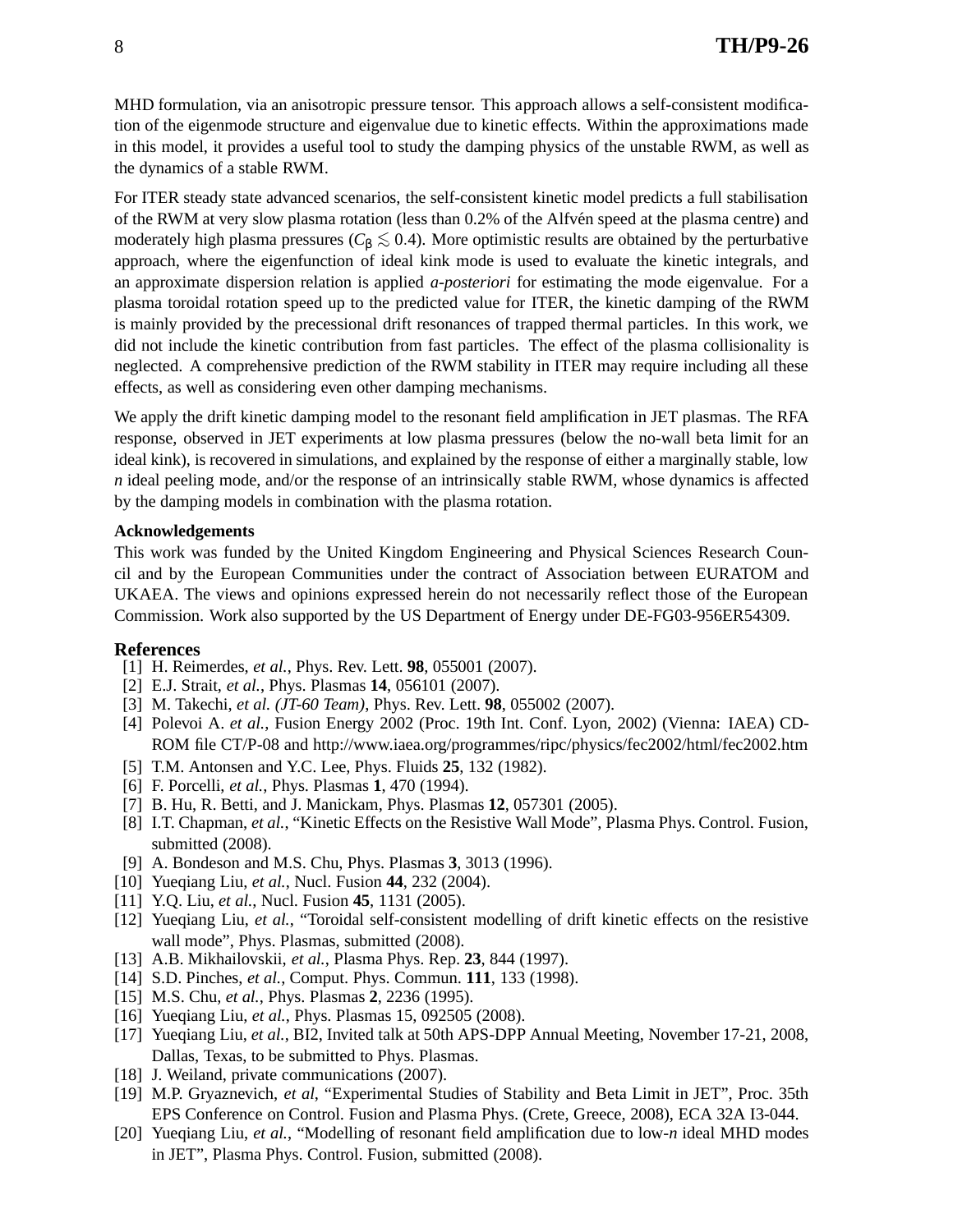MHD formulation, via an anisotropic pressure tensor. This approach allows a self-consistent modification of the eigenmode structure and eigenvalue due to kinetic effects. Within the approximations made in this model, it provides a useful tool to study the damping physics of the unstable RWM, as well as the dynamics of a stable RWM.

For ITER steady state advanced scenarios, the self-consistent kinetic model predicts a full stabilisation of the RWM at very slow plasma rotation (less than 0.2% of the Alfvén speed at the plasma centre) and moderately high plasma pressures ($C_\beta \lesssim 0.4$). More optimistic results are obtained by the perturbative approach, where the eigenfunction of ideal kink mode is used to evaluate the kinetic integrals, and an approximate dispersion relation is applied *a-posteriori* for estimating the mode eigenvalue. For a plasma toroidal rotation speed up to the predicted value for ITER, the kinetic damping of the RWM is mainly provided by the precessional drift resonances of trapped thermal particles. In this work, we did not include the kinetic contribution from fast particles. The effect of the plasma collisionality is neglected. A comprehensive prediction of the RWM stability in ITER may require including all these effects, as well as considering even other damping mechanisms.

We apply the drift kinetic damping model to the resonant field amplification in JET plasmas. The RFA response, observed in JET experiments at low plasma pressures (below the no-wall beta limit for an ideal kink), is recovered in simulations, and explained by the response of either a marginally stable, low *n* ideal peeling mode, and/or the response of an intrinsically stable RWM, whose dynamics is affected by the damping models in combination with the plasma rotation.

**Acknowledgements**

This work was funded by the United Kingdom Engineering and Physical Sciences Research Council and by the European Communities under the contract of Association between EURATOM and UKAEA. The views and opinions expressed herein do not necessarily reflect those of the European Commission. Work also supported by the US Department of Energy under DE-FG03-956ER54309.

## References

[1] H. Reimerdes, *et al.*, Phys. Rev. Lett. **98**, 055001 (2007).
[2] E.J. Strait, *et al.*, Phys. Plasmas **14**, 056101 (2007).
[3] M. Takechi, *et al. (JT-60 Team)*, Phys. Rev. Lett. **98**, 055002 (2007).
[4] Polevoi A. *et al.*, Fusion Energy 2002 (Proc. 19th Int. Conf. Lyon, 2002) (Vienna: IAEA) CD-ROM file CT/P-08 and http://www.iaea.org/programmes/ripc/physics/fec2002/html/fec2002.htm
[5] T.M. Antonsen and Y.C. Lee, Phys. Fluids **25**, 132 (1982).
[6] F. Porcelli, *et al.*, Phys. Plasmas **1**, 470 (1994).
[7] B. Hu, R. Betti, and J. Manickam, Phys. Plasmas **12**, 057301 (2005).
[8] I.T. Chapman, *et al.*, "Kinetic Effects on the Resistive Wall Mode", Plasma Phys. Control. Fusion, submitted (2008).
[9] A. Bondeson and M.S. Chu, Phys. Plasmas **3**, 3013 (1996).
[10] Yueqiang Liu, *et al.*, Nucl. Fusion **44**, 232 (2004).
[11] Y.Q. Liu, *et al.*, Nucl. Fusion **45**, 1131 (2005).
[12] Yueqiang Liu, *et al.*, "Toroidal self-consistent modelling of drift kinetic effects on the resistive wall mode", Phys. Plasmas, submitted (2008).
[13] A.B. Mikhailovskii, *et al.*, Plasma Phys. Rep. **23**, 844 (1997).
[14] S.D. Pinches, *et al.*, Comput. Phys. Commun. **111**, 133 (1998).
[15] M.S. Chu, *et al.*, Phys. Plasmas **2**, 2236 (1995).
[16] Yueqiang Liu, *et al.*, Phys. Plasmas 15, 092505 (2008).
[17] Yueqiang Liu, *et al.*, BI2, Invited talk at 50th APS-DPP Annual Meeting, November 17-21, 2008, Dallas, Texas, to be submitted to Phys. Plasmas.
[18] J. Weiland, private communications (2007).
[19] M.P. Gryaznevich, *et al*, "Experimental Studies of Stability and Beta Limit in JET", Proc. 35th EPS Conference on Control. Fusion and Plasma Phys. (Crete, Greece, 2008), ECA 32A I3-044.
[20] Yueqiang Liu, *et al.*, "Modelling of resonant field amplification due to low-*n* ideal MHD modes in JET", Plasma Phys. Control. Fusion, submitted (2008).